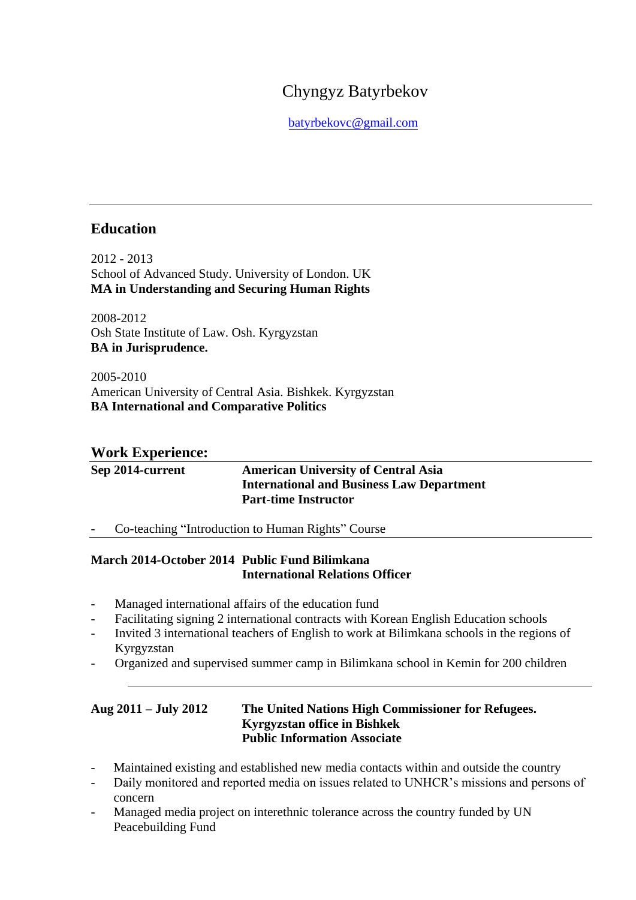# Chyngyz Batyrbekov

batyrbekovc@gmail.com

---

## Education

2012 - 2013
School of Advanced Study. University of London. UK
**MA in Understanding and Securing Human Rights**

2008-2012
Osh State Institute of Law. Osh. Kyrgyzstan
**BA in Jurisprudence.**

2005-2010
American University of Central Asia. Bishkek. Kyrgyzstan
**BA International and Comparative Politics**

## Work Experience:

**Sep 2014-current**
**American University of Central Asia**
**International and Business Law Department**
**Part-time Instructor**

- Co-teaching "Introduction to Human Rights" Course

---

**March 2014-October 2014**
**Public Fund Bilimkana**
**International Relations Officer**

- Managed international affairs of the education fund
- Facilitating signing 2 international contracts with Korean English Education schools
- Invited 3 international teachers of English to work at Bilimkana schools in the regions of Kyrgyzstan
- Organized and supervised summer camp in Bilimkana school in Kemin for 200 children

---

**Aug 2011 – July 2012**
**The United Nations High Commissioner for Refugees.**
**Kyrgyzstan office in Bishkek**
**Public Information Associate**

- Maintained existing and established new media contacts within and outside the country
- Daily monitored and reported media on issues related to UNHCR's missions and persons of concern
- Managed media project on interethnic tolerance across the country funded by UN Peacebuilding Fund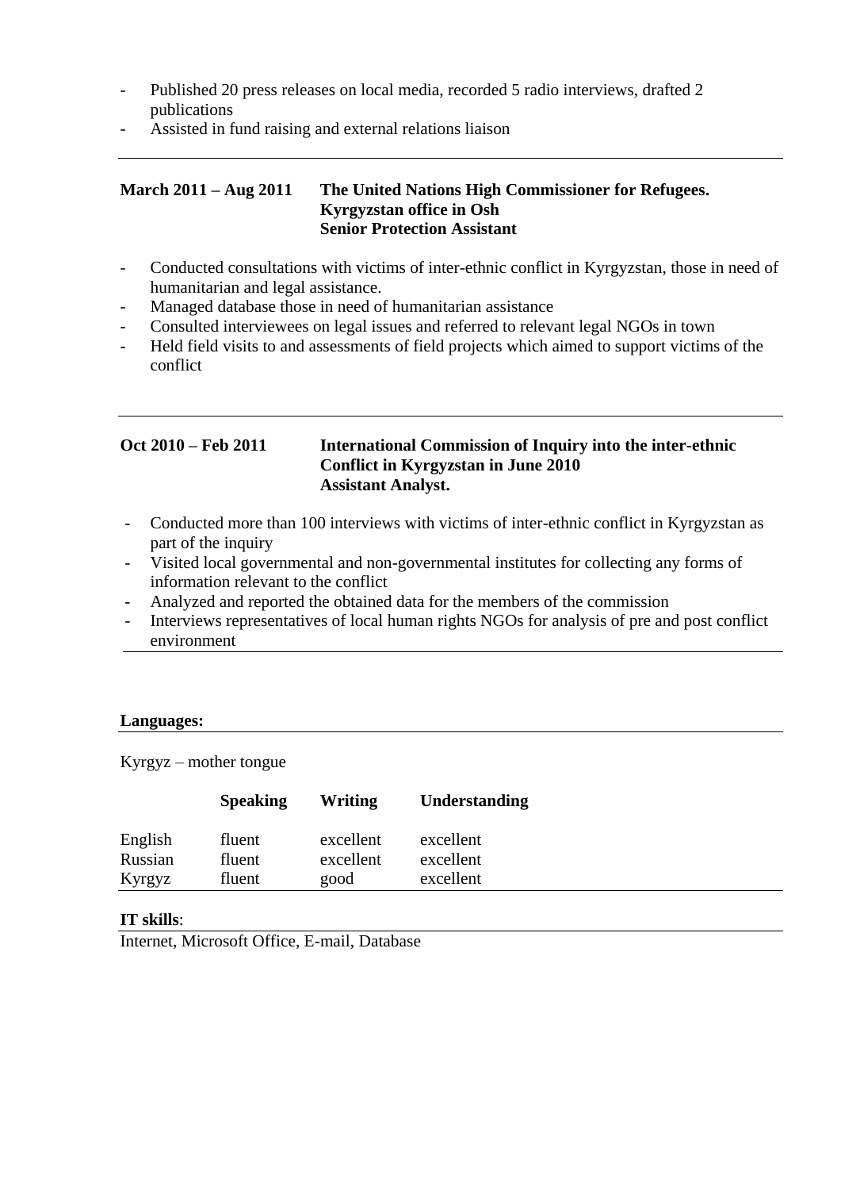- Published 20 press releases on local media, recorded 5 radio interviews, drafted 2 publications
- Assisted in fund raising and external relations liaison

---

**March 2011 – Aug 2011** **The United Nations High Commissioner for Refugees. Kyrgyzstan office in Osh**
**Senior Protection Assistant**

- Conducted consultations with victims of inter-ethnic conflict in Kyrgyzstan, those in need of humanitarian and legal assistance.
- Managed database those in need of humanitarian assistance
- Consulted interviewees on legal issues and referred to relevant legal NGOs in town
- Held field visits to and assessments of field projects which aimed to support victims of the conflict

---

**Oct 2010 – Feb 2011** **International Commission of Inquiry into the inter-ethnic Conflict in Kyrgyzstan in June 2010**
**Assistant Analyst.**

- Conducted more than 100 interviews with victims of inter-ethnic conflict in Kyrgyzstan as part of the inquiry
- Visited local governmental and non-governmental institutes for collecting any forms of information relevant to the conflict
- Analyzed and reported the obtained data for the members of the commission
- Interviews representatives of local human rights NGOs for analysis of pre and post conflict environment

---

**Languages:**

Kyrgyz – mother tongue

| | **Speaking** | **Writing** | **Understanding** |
|---|---|---|---|
| English | fluent | excellent | excellent |
| Russian | fluent | excellent | excellent |
| Kyrgyz | fluent | good | excellent |

**IT skills**:

Internet, Microsoft Office, E-mail, Database